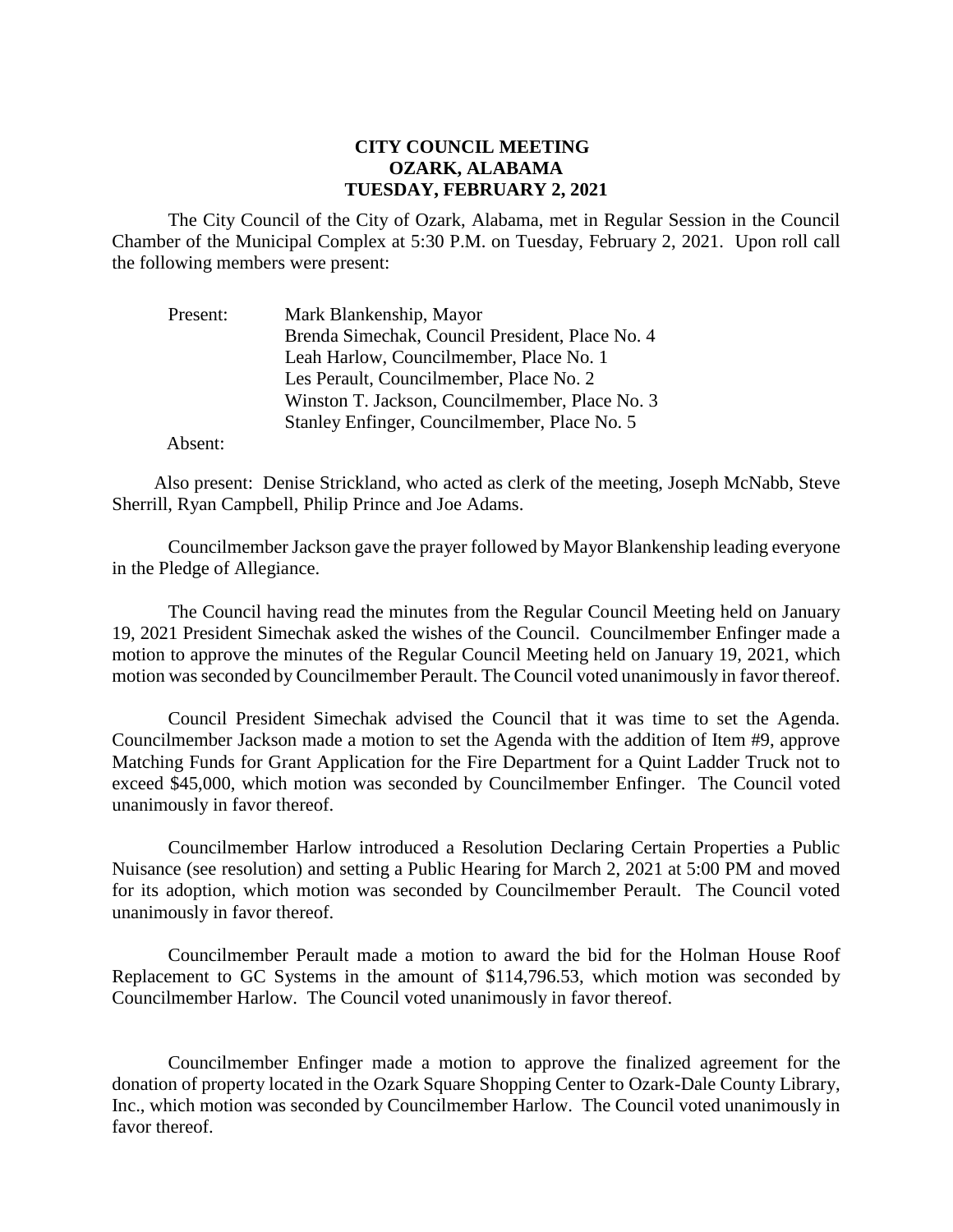# CITY COUNCIL MEETING
# OZARK, ALABAMA
# TUESDAY, FEBRUARY 2, 2021

The City Council of the City of Ozark, Alabama, met in Regular Session in the Council Chamber of the Municipal Complex at 5:30 P.M. on Tuesday, February 2, 2021. Upon roll call the following members were present:

Present: Mark Blankenship, Mayor
Brenda Simechak, Council President, Place No. 4
Leah Harlow, Councilmember, Place No. 1
Les Perault, Councilmember, Place No. 2
Winston T. Jackson, Councilmember, Place No. 3
Stanley Enfinger, Councilmember, Place No. 5

Absent:

Also present: Denise Strickland, who acted as clerk of the meeting, Joseph McNabb, Steve Sherrill, Ryan Campbell, Philip Prince and Joe Adams.

Councilmember Jackson gave the prayer followed by Mayor Blankenship leading everyone in the Pledge of Allegiance.

The Council having read the minutes from the Regular Council Meeting held on January 19, 2021 President Simechak asked the wishes of the Council. Councilmember Enfinger made a motion to approve the minutes of the Regular Council Meeting held on January 19, 2021, which motion was seconded by Councilmember Perault. The Council voted unanimously in favor thereof.

Council President Simechak advised the Council that it was time to set the Agenda. Councilmember Jackson made a motion to set the Agenda with the addition of Item #9, approve Matching Funds for Grant Application for the Fire Department for a Quint Ladder Truck not to exceed $45,000, which motion was seconded by Councilmember Enfinger. The Council voted unanimously in favor thereof.

Councilmember Harlow introduced a Resolution Declaring Certain Properties a Public Nuisance (see resolution) and setting a Public Hearing for March 2, 2021 at 5:00 PM and moved for its adoption, which motion was seconded by Councilmember Perault. The Council voted unanimously in favor thereof.

Councilmember Perault made a motion to award the bid for the Holman House Roof Replacement to GC Systems in the amount of $114,796.53, which motion was seconded by Councilmember Harlow. The Council voted unanimously in favor thereof.

Councilmember Enfinger made a motion to approve the finalized agreement for the donation of property located in the Ozark Square Shopping Center to Ozark-Dale County Library, Inc., which motion was seconded by Councilmember Harlow. The Council voted unanimously in favor thereof.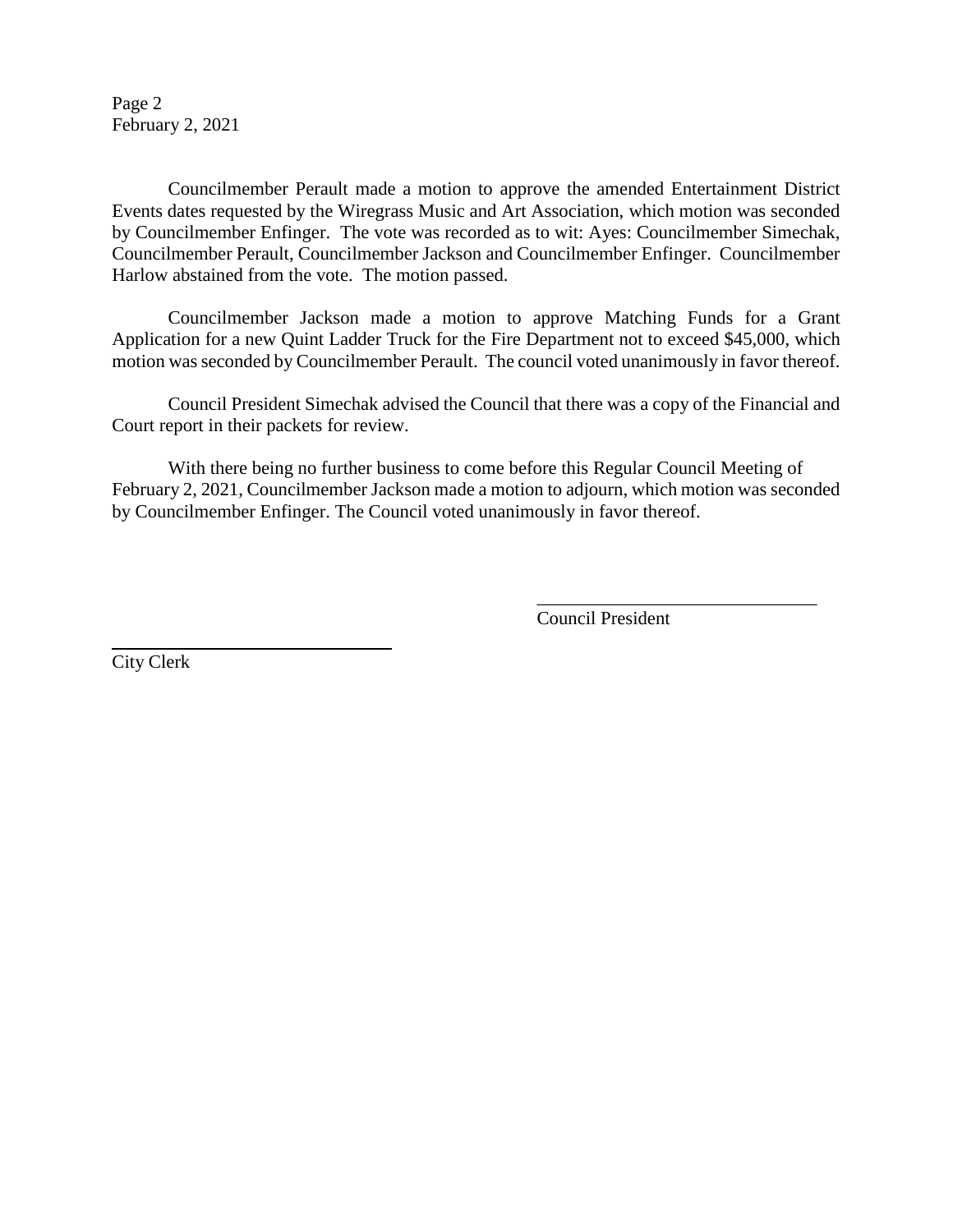Councilmember Perault made a motion to approve the amended Entertainment District Events dates requested by the Wiregrass Music and Art Association, which motion was seconded by Councilmember Enfinger. The vote was recorded as to wit: Ayes: Councilmember Simechak, Councilmember Perault, Councilmember Jackson and Councilmember Enfinger. Councilmember Harlow abstained from the vote. The motion passed.

Councilmember Jackson made a motion to approve Matching Funds for a Grant Application for a new Quint Ladder Truck for the Fire Department not to exceed $45,000, which motion was seconded by Councilmember Perault. The council voted unanimously in favor thereof.

Council President Simechak advised the Council that there was a copy of the Financial and Court report in their packets for review.

With there being no further business to come before this Regular Council Meeting of February 2, 2021, Councilmember Jackson made a motion to adjourn, which motion was seconded by Councilmember Enfinger. The Council voted unanimously in favor thereof.

\_\_\_\_\_\_\_\_\_\_\_\_\_\_\_\_\_\_\_\_\_\_\_\_\_\_\_\_\_\_
Council President

\_\_\_\_\_\_\_\_\_\_\_\_\_\_\_\_\_\_\_\_\_\_\_\_\_\_\_\_\_\_
City Clerk